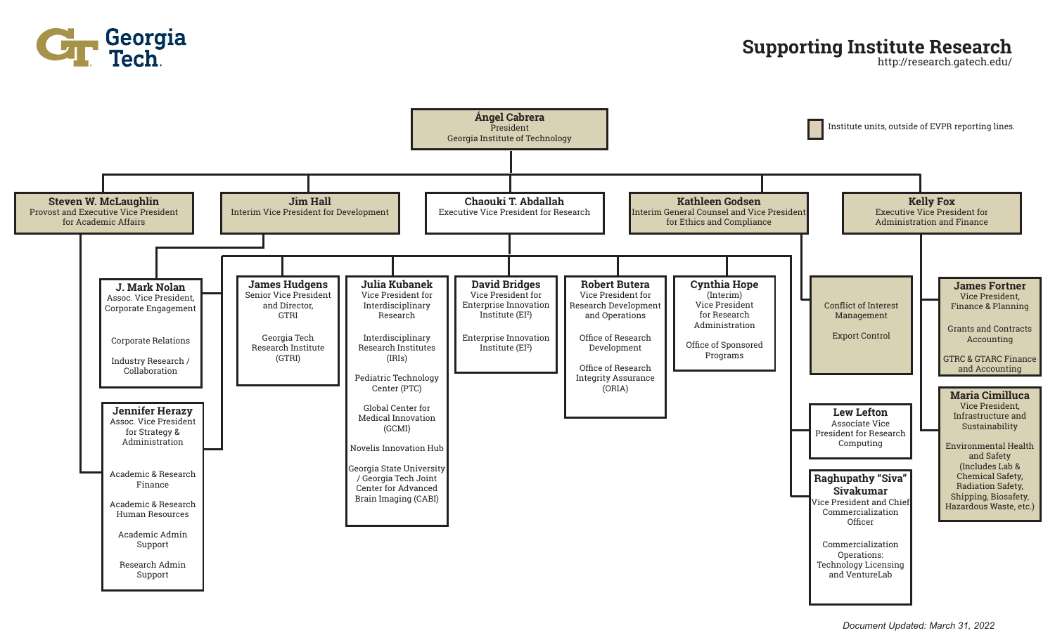# Supporting Institute Research

http://research.gatech.edu/

Institute units, outside of EVPR reporting lines.

## Ángel Cabrera
President
Georgia Institute of Technology

### Steven W. McLaughlin
Provost and Executive Vice President for Academic Affairs

### Jim Hall
Interim Vice President for Development

- **J. Mark Nolan**
  Assoc. Vice President, Corporate Engagement
  - Corporate Relations
  - Industry Research / Collaboration

### Chaouki T. Abdallah
Executive Vice President for Research

- **Jennifer Herazy**
  Assoc. Vice President for Strategy & Administration
  - Academic & Research Finance
  - Academic & Research Human Resources
  - Academic Admin Support
  - Research Admin Support
- **James Hudgens**
  Senior Vice President and Director, GTRI
  - Georgia Tech Research Institute (GTRI)
- **Julia Kubanek**
  Vice President for Interdisciplinary Research
  - Interdisciplinary Research Institutes (IRIs)
  - Pediatric Technology Center (PTC)
  - Global Center for Medical Innovation (GCMI)
  - Novelis Innovation Hub
  - Georgia State University / Georgia Tech Joint Center for Advanced Brain Imaging (CABI)
- **David Bridges**
  Vice President for Enterprise Innovation Institute (EI²)
  - Enterprise Innovation Institute (EI²)
- **Robert Butera**
  Vice President for Research Development and Operations
  - Office of Research Development
  - Office of Research Integrity Assurance (ORIA)
- **Cynthia Hope**
  (Interim) Vice President for Research Administration
  - Office of Sponsored Programs
- **Lew Lefton**
  Associate Vice President for Research Computing
- **Raghupathy "Siva" Sivakumar**
  Vice President and Chief Commercialization Officer
  - Commercialization Operations: Technology Licensing and VentureLab

### Kathleen Godsen
Interim General Counsel and Vice President for Ethics and Compliance

- Conflict of Interest Management
- Export Control

### Kelly Fox
Executive Vice President for Administration and Finance

- **James Fortner**
  Vice President, Finance & Planning
  - Grants and Contracts Accounting
  - GTRC & GTARC Finance and Accounting
- **Maria Cimilluca**
  Vice President, Infrastructure and Sustainability
  - Environmental Health and Safety (Includes Lab & Chemical Safety, Radiation Safety, Shipping, Biosafety, Hazardous Waste, etc.)

*Document Updated: March 31, 2022*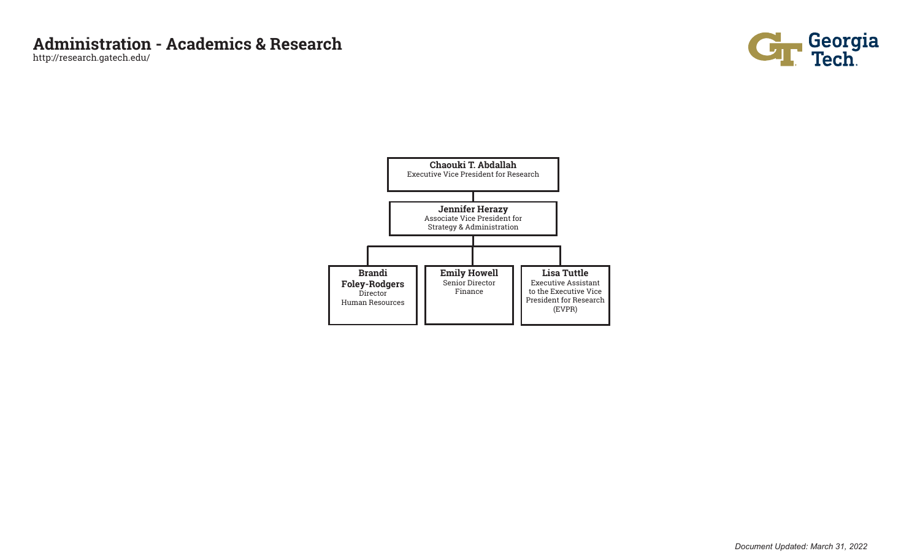# Administration - Academics & Research

http://research.gatech.edu/

**Chaouki T. Abdallah**
Executive Vice President for Research

- **Jennifer Herazy**
  Associate Vice President for Strategy & Administration
  - **Brandi Foley-Rodgers**
    Director
    Human Resources
  - **Emily Howell**
    Senior Director
    Finance
  - **Lisa Tuttle**
    Executive Assistant to the Executive Vice President for Research (EVPR)

*Document Updated: March 31, 2022*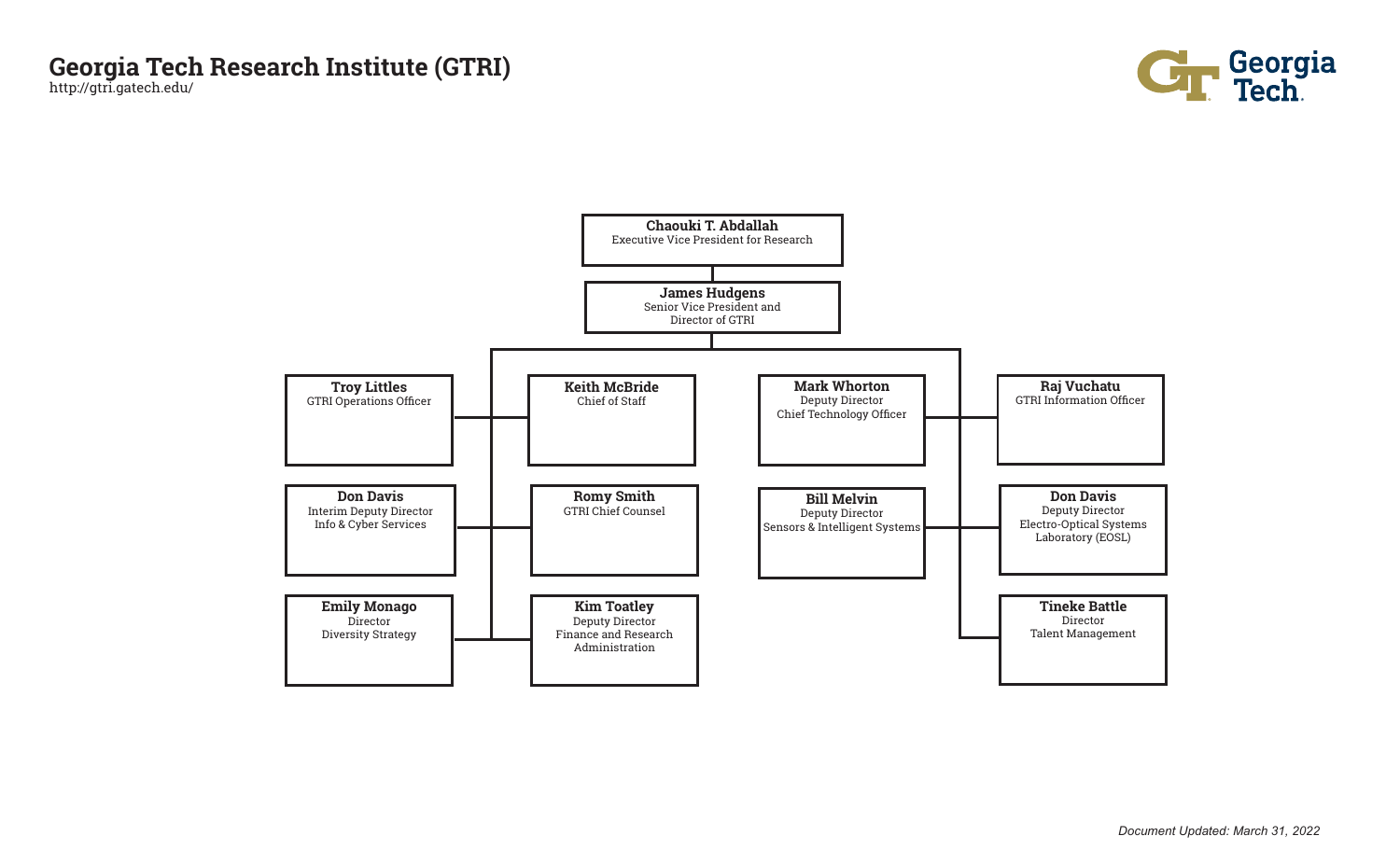# Georgia Tech Research Institute (GTRI)

http://gtri.gatech.edu/

Georgia Tech

**Chaouki T. Abdallah**
Executive Vice President for Research

**James Hudgens**
Senior Vice President and
Director of GTRI

**Troy Littles**
GTRI Operations Officer

**Keith McBride**
Chief of Staff

**Mark Whorton**
Deputy Director
Chief Technology Officer

**Raj Vuchatu**
GTRI Information Officer

**Don Davis**
Interim Deputy Director
Info & Cyber Services

**Romy Smith**
GTRI Chief Counsel

**Bill Melvin**
Deputy Director
Sensors & Intelligent Systems

**Don Davis**
Deputy Director
Electro-Optical Systems
Laboratory (EOSL)

**Emily Monago**
Director
Diversity Strategy

**Kim Toatley**
Deputy Director
Finance and Research
Administration

**Tineke Battle**
Director
Talent Management

*Document Updated: March 31, 2022*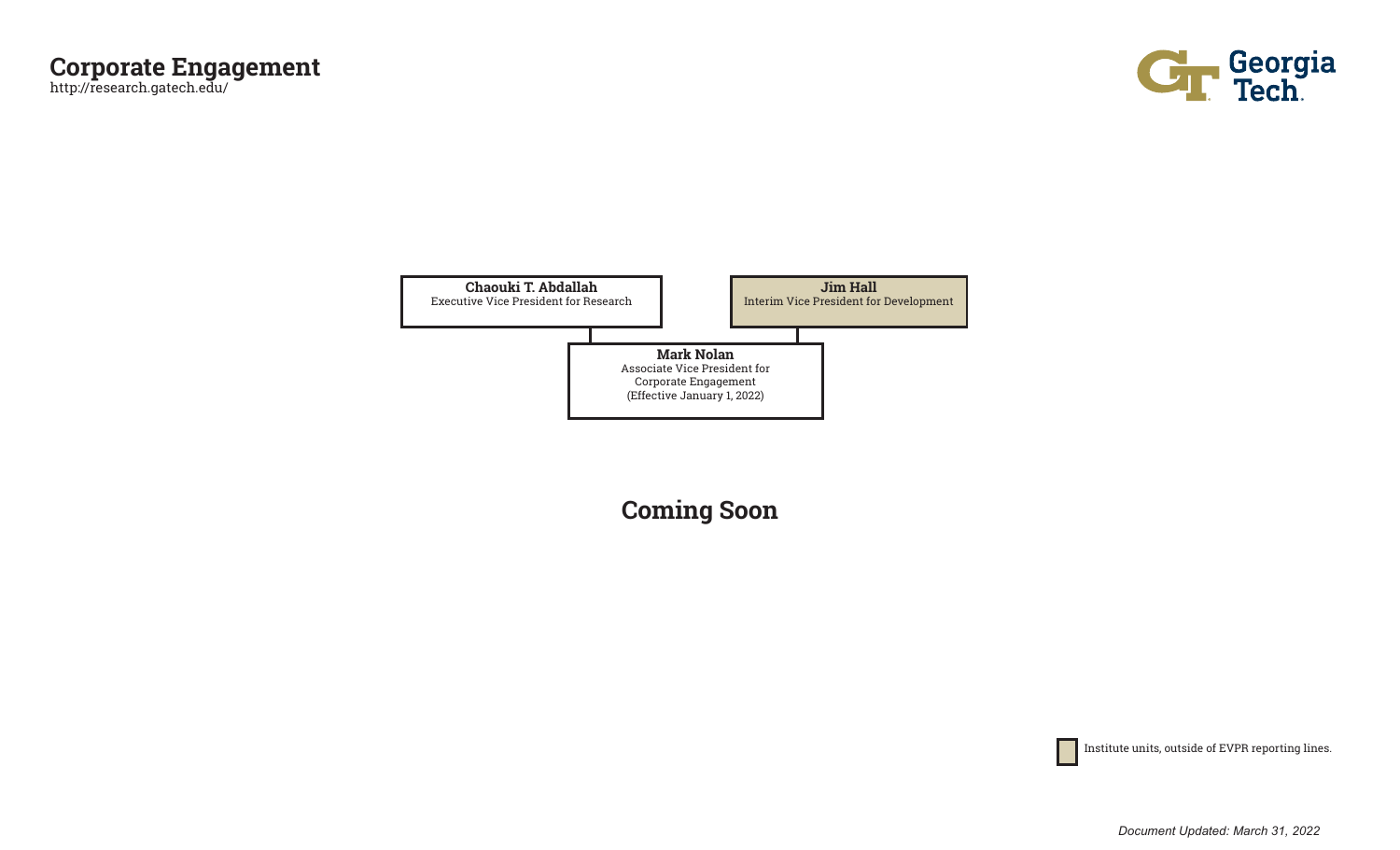# Corporate Engagement

http://research.gatech.edu/

**Chaouki T. Abdallah**
Executive Vice President for Research

**Jim Hall**
Interim Vice President for Development

**Mark Nolan**
Associate Vice President for Corporate Engagement
(Effective January 1, 2022)

## Coming Soon

Institute units, outside of EVPR reporting lines.

*Document Updated: March 31, 2022*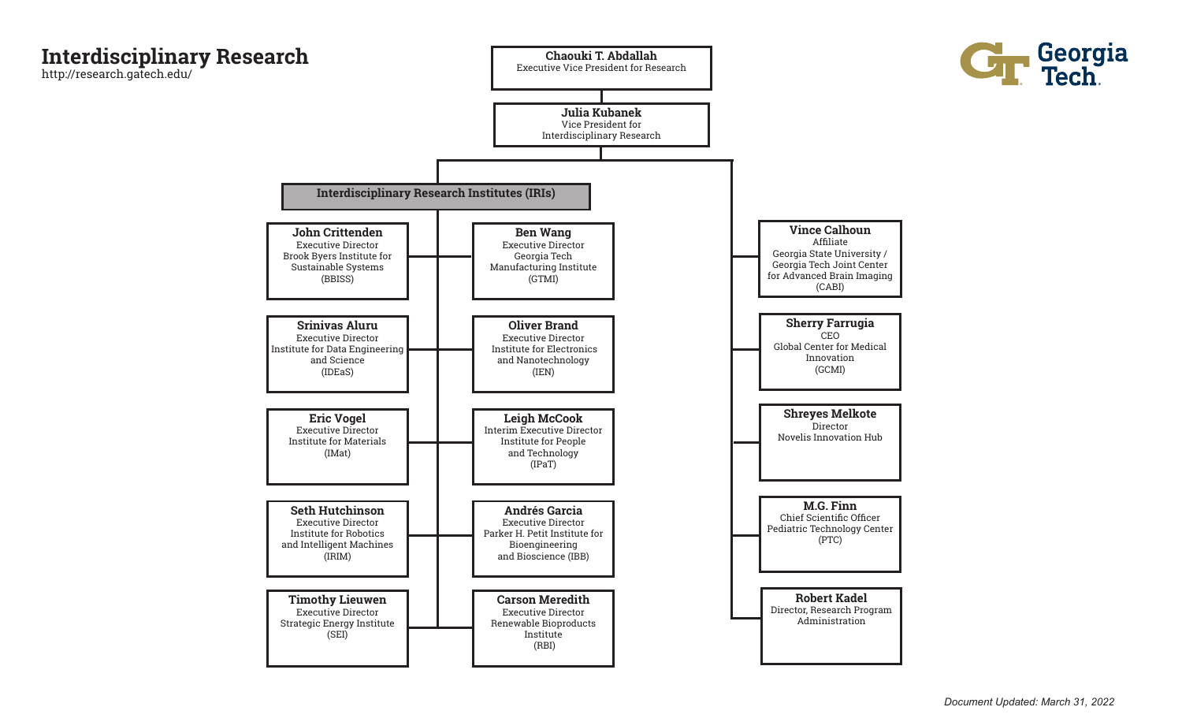# Interdisciplinary Research

http://research.gatech.edu/

Georgia Tech

**Chaouki T. Abdallah**
Executive Vice President for Research

**Julia Kubanek**
Vice President for Interdisciplinary Research

## Interdisciplinary Research Institutes (IRIs)

- **John Crittenden** – Executive Director, Brook Byers Institute for Sustainable Systems (BBISS)
- **Ben Wang** – Executive Director, Georgia Tech Manufacturing Institute (GTMI)
- **Srinivas Aluru** – Executive Director, Institute for Data Engineering and Science (IDEaS)
- **Oliver Brand** – Executive Director, Institute for Electronics and Nanotechnology (IEN)
- **Eric Vogel** – Executive Director, Institute for Materials (IMat)
- **Leigh McCook** – Interim Executive Director, Institute for People and Technology (IPaT)
- **Seth Hutchinson** – Executive Director, Institute for Robotics and Intelligent Machines (IRIM)
- **Andrés Garcia** – Executive Director, Parker H. Petit Institute for Bioengineering and Bioscience (IBB)
- **Timothy Lieuwen** – Executive Director, Strategic Energy Institute (SEI)
- **Carson Meredith** – Executive Director, Renewable Bioproducts Institute (RBI)

## Other Units

- **Vince Calhoun** – Affiliate, Georgia State University / Georgia Tech Joint Center for Advanced Brain Imaging (CABI)
- **Sherry Farrugia** – CEO, Global Center for Medical Innovation (GCMI)
- **Shreyes Melkote** – Director, Novelis Innovation Hub
- **M.G. Finn** – Chief Scientific Officer, Pediatric Technology Center (PTC)
- **Robert Kadel** – Director, Research Program Administration

*Document Updated: March 31, 2022*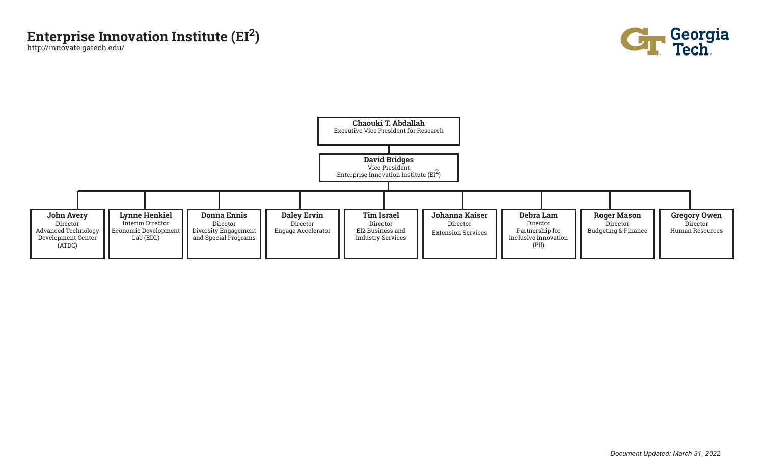# Enterprise Innovation Institute ($EI^2$)

http://innovate.gatech.edu/

Georgia Tech

**Chaouki T. Abdallah**
Executive Vice President for Research

**David Bridges**
Vice President
Enterprise Innovation Institute ($EI^2$)

- **John Avery**
  Director
  Advanced Technology Development Center (ATDC)
- **Lynne Henkiel**
  Interim Director
  Economic Development Lab (EDL)
- **Donna Ennis**
  Director
  Diversity Engagement and Special Programs
- **Daley Ervin**
  Director
  Engage Accelerator
- **Tim Israel**
  Director
  EI2 Business and Industry Services
- **Johanna Kaiser**
  Director
  Extension Services
- **Debra Lam**
  Director
  Partnership for Inclusive Innovation (PII)
- **Roger Mason**
  Director
  Budgeting & Finance
- **Gregory Owen**
  Director
  Human Resources

*Document Updated: March 31, 2022*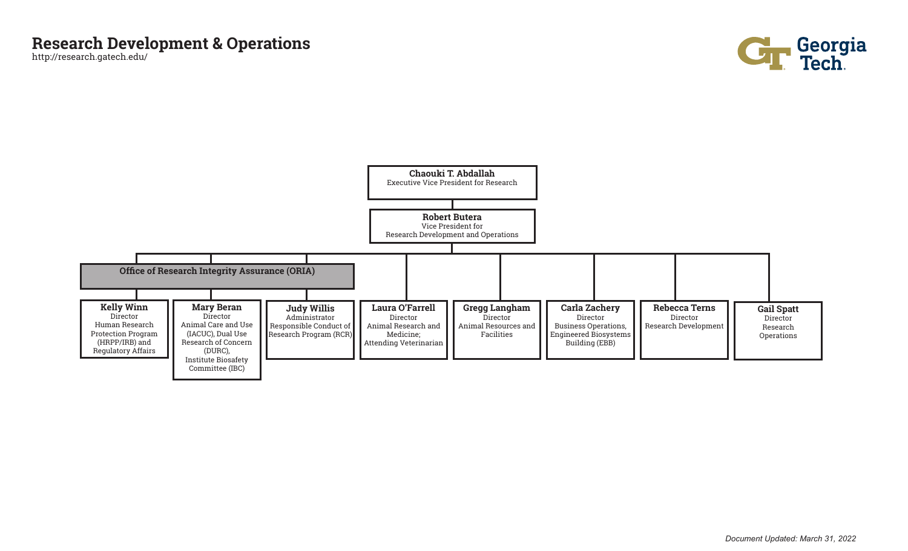# Research Development & Operations

http://research.gatech.edu/

**Chaouki T. Abdallah**
Executive Vice President for Research

**Robert Butera**
Vice President for
Research Development and Operations

**Office of Research Integrity Assurance (ORIA)**

- **Kelly Winn**
  Director
  Human Research Protection Program (HRPP/IRB) and Regulatory Affairs
- **Mary Beran**
  Director
  Animal Care and Use (IACUC), Dual Use Research of Concern (DURC), Institute Biosafety Committee (IBC)
- **Judy Willis**
  Administrator
  Responsible Conduct of Research Program (RCR)

**Laura O'Farrell**
Director
Animal Research and Medicine;
Attending Veterinarian

**Gregg Langham**
Director
Animal Resources and Facilities

**Carla Zachery**
Director
Business Operations, Engineered Biosystems Building (EBB)

**Rebecca Terns**
Director
Research Development

**Gail Spatt**
Director
Research Operations

*Document Updated: March 31, 2022*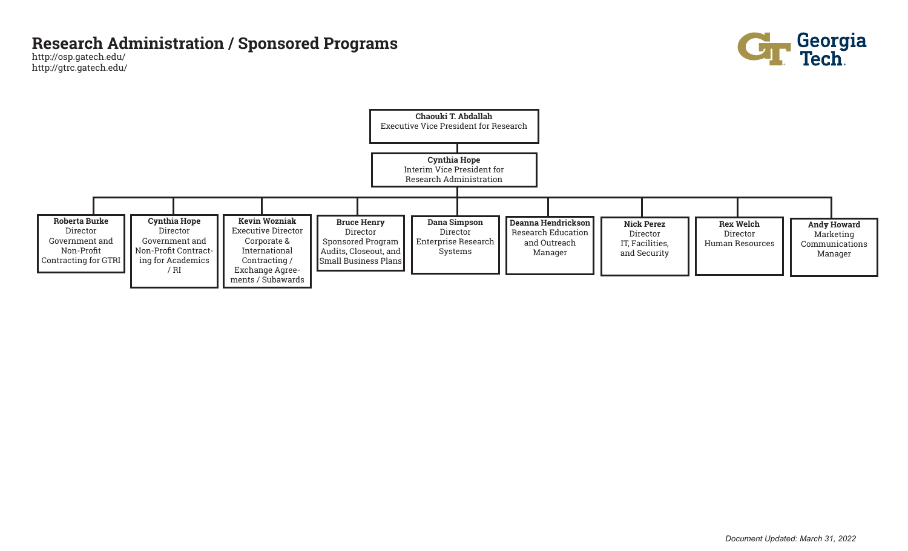# Research Administration / Sponsored Programs

http://osp.gatech.edu/
http://gtrc.gatech.edu/

**Chaouki T. Abdallah**
Executive Vice President for Research

- **Cynthia Hope**
  Interim Vice President for Research Administration
  - **Roberta Burke** — Director, Government and Non-Profit Contracting for GTRI
  - **Cynthia Hope** — Director, Government and Non-Profit Contracting for Academics / RI
  - **Kevin Wozniak** — Executive Director, Corporate & International Contracting / Exchange Agreements / Subawards
  - **Bruce Henry** — Director, Sponsored Program Audits, Closeout, and Small Business Plans
  - **Dana Simpson** — Director, Enterprise Research Systems
  - **Deanna Hendrickson** — Research Education and Outreach Manager
  - **Nick Perez** — Director, IT, Facilities, and Security
  - **Rex Welch** — Director, Human Resources
  - **Andy Howard** — Marketing Communications Manager

*Document Updated: March 31, 2022*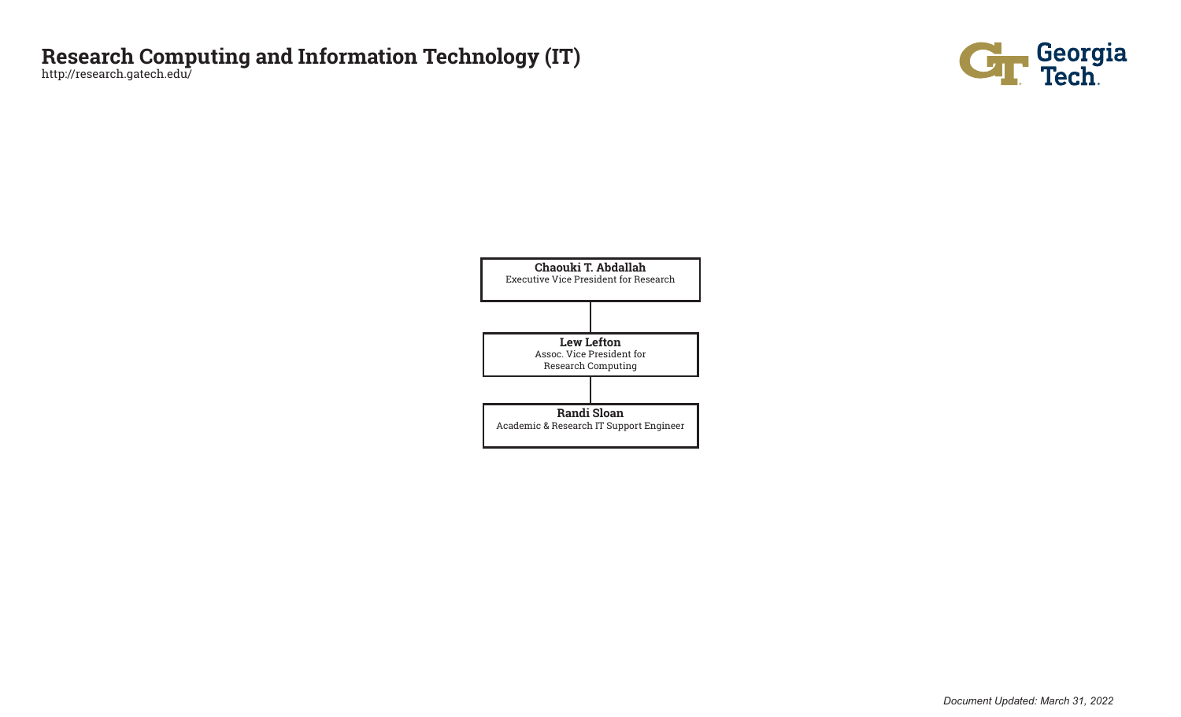# Research Computing and Information Technology (IT)

http://research.gatech.edu/

**Chaouki T. Abdallah**
Executive Vice President for Research

**Lew Lefton**
Assoc. Vice President for Research Computing

**Randi Sloan**
Academic & Research IT Support Engineer

*Document Updated: March 31, 2022*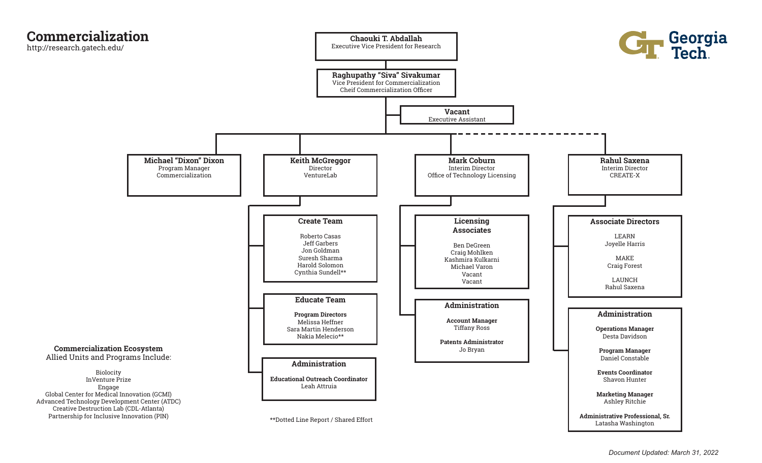# Commercialization

http://research.gatech.edu/

Georgia Tech.

**Chaouki T. Abdallah**
Executive Vice President for Research

**Raghupathy "Siva" Sivakumar**
Vice President for Commercialization
Cheif Commercialization Officer

**Vacant**
Executive Assistant

**Michael "Dixon" Dixon**
Program Manager
Commercialization

**Keith McGreggor**
Director
VentureLab

**Create Team**

Roberto Casas
Jeff Garbers
Jon Goldman
Suresh Sharma
Harold Solomon
Cynthia Sundell**

**Educate Team**

**Program Directors**
Melissa Heffner
Sara Martin Henderson
Nakia Melecio**

**Administration**

**Educational Outreach Coordinator**
Leah Attruia

**Mark Coburn**
Interim Director
Office of Technology Licensing

**Licensing Associates**

Ben DeGreen
Craig Mohlken
Kashmira Kulkarni
Michael Varon
Vacant
Vacant

**Administration**

**Account Manager**
Tiffany Ross

**Patents Administrator**
Jo Bryan

**Rahul Saxena**
Interim Director
CREATE-X

**Associate Directors**

LEARN
Joyelle Harris

MAKE
Craig Forest

LAUNCH
Rahul Saxena

**Administration**

**Operations Manager**
Desta Davidson

**Program Manager**
Daniel Constable

**Events Coordinator**
Shavon Hunter

**Marketing Manager**
Ashley Ritchie

**Administrative Professional, Sr.**
Latasha Washington

**Commercialization Ecosystem**
Allied Units and Programs Include:

Biolocity
InVenture Prize
Engage
Global Center for Medical Innovation (GCMI)
Advanced Technology Development Center (ATDC)
Creative Destruction Lab (CDL-Atlanta)
Partnership for Inclusive Innovation (PIN)

**Dotted Line Report / Shared Effort

*Document Updated: March 31, 2022*